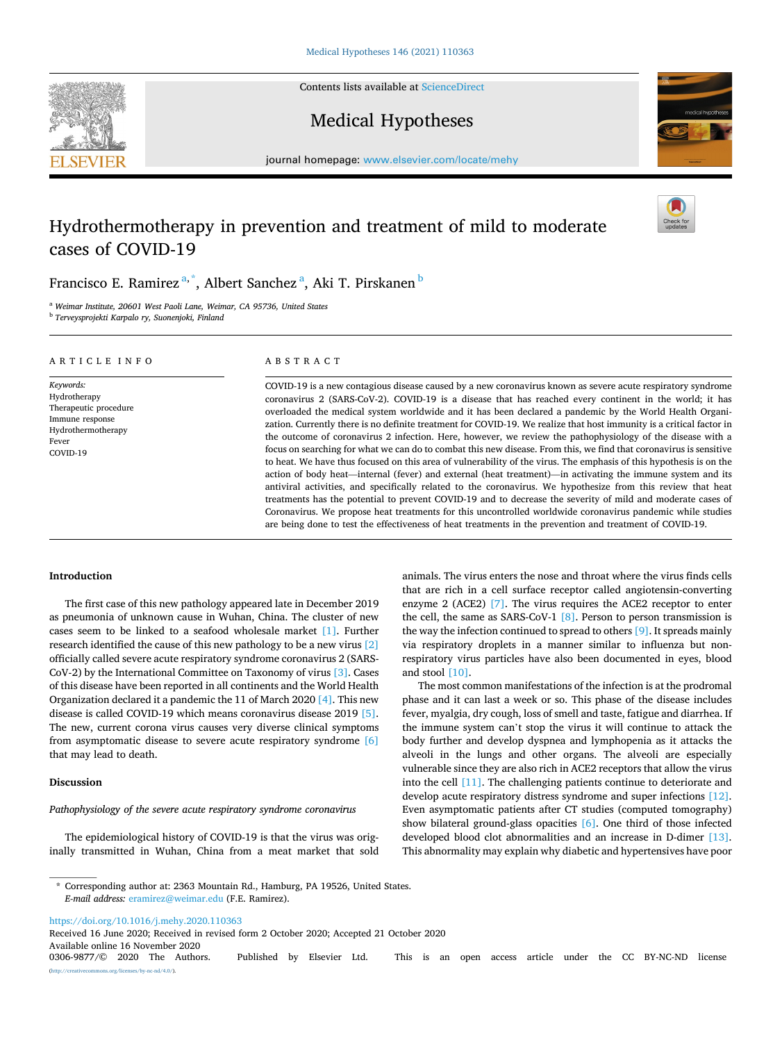# Hydrothermotherapy in prevention and treatment of mild to moderate cases of COVID-19

Francisco E. Ramirez [a,*], Albert Sanchez [a], Aki T. Pirskanen [b]

[a] Weimar Institute, 20601 West Paoli Lane, Weimar, CA 95736, United States
[b] Terveysprojekti Karpalo ry, Suonenjoki, Finland

**ARTICLE INFO**

*Keywords:*
Hydrotherapy
Therapeutic procedure
Immune response
Hydrothermotherapy
Fever
COVID-19

**ABSTRACT**

COVID-19 is a new contagious disease caused by a new coronavirus known as severe acute respiratory syndrome coronavirus 2 (SARS-CoV-2). COVID-19 is a disease that has reached every continent in the world; it has overloaded the medical system worldwide and it has been declared a pandemic by the World Health Organization. Currently there is no definite treatment for COVID-19. We realize that host immunity is a critical factor in the outcome of coronavirus 2 infection. Here, however, we review the pathophysiology of the disease with a focus on searching for what we can do to combat this new disease. From this, we find that coronavirus is sensitive to heat. We have thus focused on this area of vulnerability of the virus. The emphasis of this hypothesis is on the action of body heat—internal (fever) and external (heat treatment)—in activating the immune system and its antiviral activities, and specifically related to the coronavirus. We hypothesize from this review that heat treatments has the potential to prevent COVID-19 and to decrease the severity of mild and moderate cases of Coronavirus. We propose heat treatments for this uncontrolled worldwide coronavirus pandemic while studies are being done to test the effectiveness of heat treatments in the prevention and treatment of COVID-19.

## Introduction

The first case of this new pathology appeared late in December 2019 as pneumonia of unknown cause in Wuhan, China. The cluster of new cases seem to be linked to a seafood wholesale market [1]. Further research identified the cause of this new pathology to be a new virus [2] officially called severe acute respiratory syndrome coronavirus 2 (SARS-CoV-2) by the International Committee on Taxonomy of virus [3]. Cases of this disease have been reported in all continents and the World Health Organization declared it a pandemic the 11 of March 2020 [4]. This new disease is called COVID-19 which means coronavirus disease 2019 [5]. The new, current corona virus causes very diverse clinical symptoms from asymptomatic disease to severe acute respiratory syndrome [6] that may lead to death.

## Discussion

### *Pathophysiology of the severe acute respiratory syndrome coronavirus*

The epidemiological history of COVID-19 is that the virus was originally transmitted in Wuhan, China from a meat market that sold animals. The virus enters the nose and throat where the virus finds cells that are rich in a cell surface receptor called angiotensin-converting enzyme 2 (ACE2) [7]. The virus requires the ACE2 receptor to enter the cell, the same as SARS-CoV-1 [8]. Person to person transmission is the way the infection continued to spread to others [9]. It spreads mainly via respiratory droplets in a manner similar to influenza but non-respiratory virus particles have also been documented in eyes, blood and stool [10].

The most common manifestations of the infection is at the prodromal phase and it can last a week or so. This phase of the disease includes fever, myalgia, dry cough, loss of smell and taste, fatigue and diarrhea. If the immune system can't stop the virus it will continue to attack the body further and develop dyspnea and lymphopenia as it attacks the alveoli in the lungs and other organs. The alveoli are especially vulnerable since they are also rich in ACE2 receptors that allow the virus into the cell [11]. The challenging patients continue to deteriorate and develop acute respiratory distress syndrome and super infections [12]. Even asymptomatic patients after CT studies (computed tomography) show bilateral ground-glass opacities [6]. One third of those infected developed blood clot abnormalities and an increase in D-dimer [13]. This abnormality may explain why diabetic and hypertensives have poor

* Corresponding author at: 2363 Mountain Rd., Hamburg, PA 19526, United States.
*E-mail address:* eramirez@weimar.edu (F.E. Ramirez).

https://doi.org/10.1016/j.mehy.2020.110363
Received 16 June 2020; Received in revised form 2 October 2020; Accepted 21 October 2020
Available online 16 November 2020
0306-9877/© 2020 The Authors. Published by Elsevier Ltd. This is an open access article under the CC BY-NC-ND license (http://creativecommons.org/licenses/by-nc-nd/4.0/).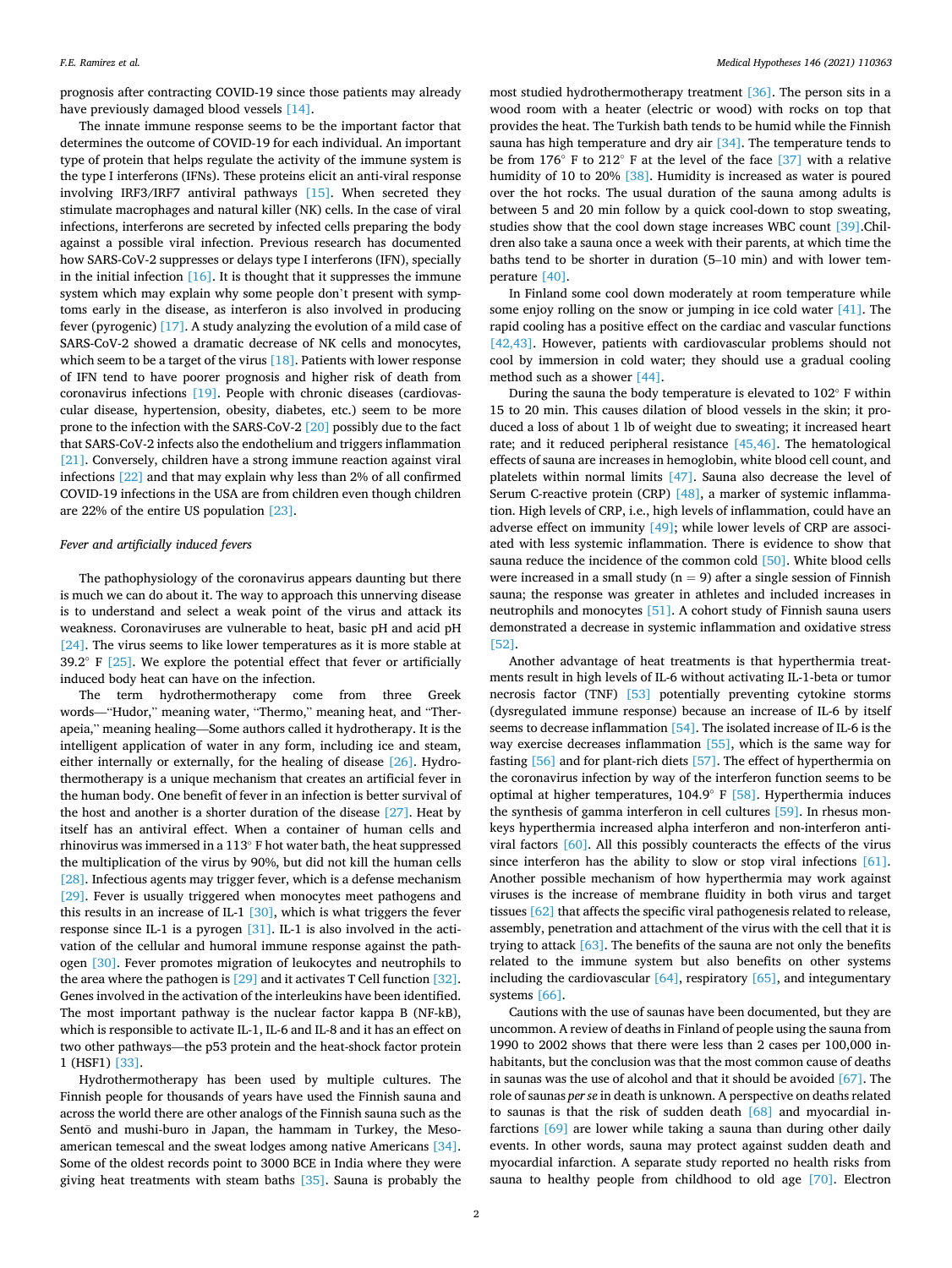prognosis after contracting COVID-19 since those patients may already have previously damaged blood vessels [14].

The innate immune response seems to be the important factor that determines the outcome of COVID-19 for each individual. An important type of protein that helps regulate the activity of the immune system is the type I interferons (IFNs). These proteins elicit an anti-viral response involving IRF3/IRF7 antiviral pathways [15]. When secreted they stimulate macrophages and natural killer (NK) cells. In the case of viral infections, interferons are secreted by infected cells preparing the body against a possible viral infection. Previous research has documented how SARS-CoV-2 suppresses or delays type I interferons (IFN), specially in the initial infection [16]. It is thought that it suppresses the immune system which may explain why some people don't present with symptoms early in the disease, as interferon is also involved in producing fever (pyrogenic) [17]. A study analyzing the evolution of a mild case of SARS-CoV-2 showed a dramatic decrease of NK cells and monocytes, which seem to be a target of the virus [18]. Patients with lower response of IFN tend to have poorer prognosis and higher risk of death from coronavirus infections [19]. People with chronic diseases (cardiovascular disease, hypertension, obesity, diabetes, etc.) seem to be more prone to the infection with the SARS-CoV-2 [20] possibly due to the fact that SARS-CoV-2 infects also the endothelium and triggers inflammation [21]. Conversely, children have a strong immune reaction against viral infections [22] and that may explain why less than 2% of all confirmed COVID-19 infections in the USA are from children even though children are 22% of the entire US population [23].

## Fever and artificially induced fevers

The pathophysiology of the coronavirus appears daunting but there is much we can do about it. The way to approach this unnerving disease is to understand and select a weak point of the virus and attack its weakness. Coronaviruses are vulnerable to heat, basic pH and acid pH [24]. The virus seems to like lower temperatures as it is more stable at 39.2° F [25]. We explore the potential effect that fever or artificially induced body heat can have on the infection.

The term hydrothermotherapy come from three Greek words—"Hudor," meaning water, "Thermo," meaning heat, and "Therapeia," meaning healing—Some authors called it hydrotherapy. It is the intelligent application of water in any form, including ice and steam, either internally or externally, for the healing of disease [26]. Hydrothermotherapy is a unique mechanism that creates an artificial fever in the human body. One benefit of fever in an infection is better survival of the host and another is a shorter duration of the disease [27]. Heat by itself has an antiviral effect. When a container of human cells and rhinovirus was immersed in a 113° F hot water bath, the heat suppressed the multiplication of the virus by 90%, but did not kill the human cells [28]. Infectious agents may trigger fever, which is a defense mechanism [29]. Fever is usually triggered when monocytes meet pathogens and this results in an increase of IL-1 [30], which is what triggers the fever response since IL-1 is a pyrogen [31]. IL-1 is also involved in the activation of the cellular and humoral immune response against the pathogen [30]. Fever promotes migration of leukocytes and neutrophils to the area where the pathogen is [29] and it activates T Cell function [32]. Genes involved in the activation of the interleukins have been identified. The most important pathway is the nuclear factor kappa B (NF-kB), which is responsible to activate IL-1, IL-6 and IL-8 and it has an effect on two other pathways—the p53 protein and the heat-shock factor protein 1 (HSF1) [33].

Hydrothermotherapy has been used by multiple cultures. The Finnish people for thousands of years have used the Finnish sauna and across the world there are other analogs of the Finnish sauna such as the Sentō and mushi-buro in Japan, the hammam in Turkey, the Mesoamerican temescal and the sweat lodges among native Americans [34]. Some of the oldest records point to 3000 BCE in India where they were giving heat treatments with steam baths [35]. Sauna is probably the most studied hydrothermotherapy treatment [36]. The person sits in a wood room with a heater (electric or wood) with rocks on top that provides the heat. The Turkish bath tends to be humid while the Finnish sauna has high temperature and dry air [34]. The temperature tends to be from 176° F to 212° F at the level of the face [37] with a relative humidity of 10 to 20% [38]. Humidity is increased as water is poured over the hot rocks. The usual duration of the sauna among adults is between 5 and 20 min follow by a quick cool-down to stop sweating, studies show that the cool down stage increases WBC count [39]. Children also take a sauna once a week with their parents, at which time the baths tend to be shorter in duration (5–10 min) and with lower temperature [40].

In Finland some cool down moderately at room temperature while some enjoy rolling on the snow or jumping in ice cold water [41]. The rapid cooling has a positive effect on the cardiac and vascular functions [42,43]. However, patients with cardiovascular problems should not cool by immersion in cold water; they should use a gradual cooling method such as a shower [44].

During the sauna the body temperature is elevated to 102° F within 15 to 20 min. This causes dilation of blood vessels in the skin; it produced a loss of about 1 lb of weight due to sweating; it increased heart rate; and it reduced peripheral resistance [45,46]. The hematological effects of sauna are increases in hemoglobin, white blood cell count, and platelets within normal limits [47]. Sauna also decrease the level of Serum C-reactive protein (CRP) [48], a marker of systemic inflammation. High levels of CRP, i.e., high levels of inflammation, could have an adverse effect on immunity [49]; while lower levels of CRP are associated with less systemic inflammation. There is evidence to show that sauna reduce the incidence of the common cold [50]. White blood cells were increased in a small study (n = 9) after a single session of Finnish sauna; the response was greater in athletes and included increases in neutrophils and monocytes [51]. A cohort study of Finnish sauna users demonstrated a decrease in systemic inflammation and oxidative stress [52].

Another advantage of heat treatments is that hyperthermia treatments result in high levels of IL-6 without activating IL-1-beta or tumor necrosis factor (TNF) [53] potentially preventing cytokine storms (dysregulated immune response) because an increase of IL-6 by itself seems to decrease inflammation [54]. The isolated increase of IL-6 is the way exercise decreases inflammation [55], which is the same way for fasting [56] and for plant-rich diets [57]. The effect of hyperthermia on the coronavirus infection by way of the interferon function seems to be optimal at higher temperatures, 104.9° F [58]. Hyperthermia induces the synthesis of gamma interferon in cell cultures [59]. In rhesus monkeys hyperthermia increased alpha interferon and non-interferon antiviral factors [60]. All this possibly counteracts the effects of the virus since interferon has the ability to slow or stop viral infections [61]. Another possible mechanism of how hyperthermia may work against viruses is the increase of membrane fluidity in both virus and target tissues [62] that affects the specific viral pathogenesis related to release, assembly, penetration and attachment of the virus with the cell that it is trying to attack [63]. The benefits of the sauna are not only the benefits related to the immune system but also benefits on other systems including the cardiovascular [64], respiratory [65], and integumentary systems [66].

Cautions with the use of saunas have been documented, but they are uncommon. A review of deaths in Finland of people using the sauna from 1990 to 2002 shows that there were less than 2 cases per 100,000 inhabitants, but the conclusion was that the most common cause of deaths in saunas was the use of alcohol and that it should be avoided [67]. The role of saunas *per se* in death is unknown. A perspective on deaths related to saunas is that the risk of sudden death [68] and myocardial infarctions [69] are lower while taking a sauna than during other daily events. In other words, sauna may protect against sudden death and myocardial infarction. A separate study reported no health risks from sauna to healthy people from childhood to old age [70]. Electron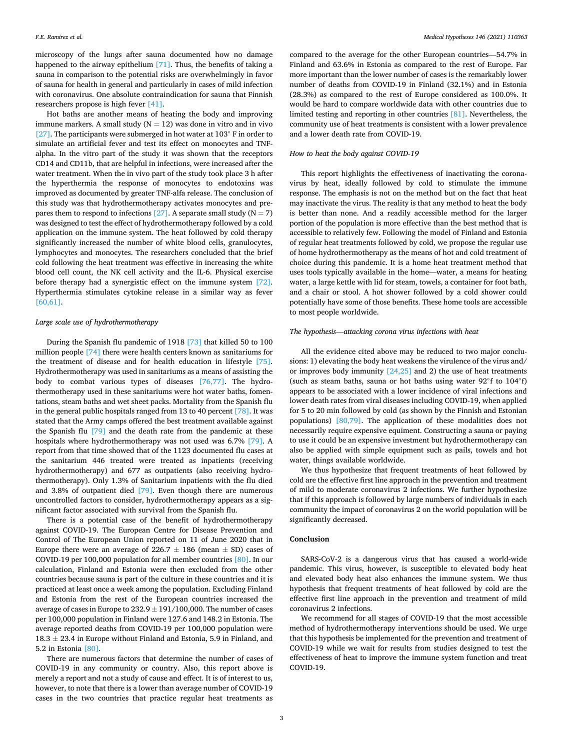microscopy of the lungs after sauna documented how no damage happened to the airway epithelium [71]. Thus, the benefits of taking a sauna in comparison to the potential risks are overwhelmingly in favor of sauna for health in general and particularly in cases of mild infection with coronavirus. One absolute contraindication for sauna that Finnish researchers propose is high fever [41].

Hot baths are another means of heating the body and improving immune markers. A small study ($N = 12$) was done in vitro and in vivo [27]. The participants were submerged in hot water at 103° F in order to simulate an artificial fever and test its effect on monocytes and TNF-alpha. In the vitro part of the study it was shown that the receptors CD14 and CD11b, that are helpful in infections, were increased after the water treatment. When the in vivo part of the study took place 3 h after the hyperthermia the response of monocytes to endotoxins was improved as documented by greater TNF-alfa release. The conclusion of this study was that hydrothermotherapy activates monocytes and prepares them to respond to infections [27]. A separate small study ($N = 7$) was designed to test the effect of hydrothermotherapy followed by a cold application on the immune system. The heat followed by cold therapy significantly increased the number of white blood cells, granulocytes, lymphocytes and monocytes. The researchers concluded that the brief cold following the heat treatment was effective in increasing the white blood cell count, the NK cell activity and the IL-6. Physical exercise before therapy had a synergistic effect on the immune system [72]. Hyperthermia stimulates cytokine release in a similar way as fever [60,61].

*Large scale use of hydrothermotherapy*

During the Spanish flu pandemic of 1918 [73] that killed 50 to 100 million people [74] there were health centers known as sanitariums for the treatment of disease and for health education in lifestyle [75]. Hydrothermotherapy was used in sanitariums as a means of assisting the body to combat various types of diseases [76,77]. The hydrothermotherapy used in these sanitariums were hot water baths, fomentations, steam baths and wet sheet packs. Mortality from the Spanish flu in the general public hospitals ranged from 13 to 40 percent [78]. It was stated that the Army camps offered the best treatment available against the Spanish flu [79] and the death rate from the pandemic at these hospitals where hydrothermotherapy was not used was 6.7% [79]. A report from that time showed that of the 1123 documented flu cases at the sanitarium 446 treated were treated as inpatients (receiving hydrothermotherapy) and 677 as outpatients (also receiving hydrothermotherapy). Only 1.3% of Sanitarium inpatients with the flu died and 3.8% of outpatient died [79]. Even though there are numerous uncontrolled factors to consider, hydrothermotherapy appears as a significant factor associated with survival from the Spanish flu.

There is a potential case of the benefit of hydrothermotherapy against COVID-19. The European Centre for Disease Prevention and Control of The European Union reported on 11 of June 2020 that in Europe there were an average of $226.7 \pm 186$ (mean ± SD) cases of COVID-19 per 100,000 population for all member countries [80]. In our calculation, Finland and Estonia were then excluded from the other countries because sauna is part of the culture in these countries and it is practiced at least once a week among the population. Excluding Finland and Estonia from the rest of the European countries increased the average of cases in Europe to $232.9 \pm 191$/100,000. The number of cases per 100,000 population in Finland were 127.6 and 148.2 in Estonia. The average reported deaths from COVID-19 per 100,000 population were $18.3 \pm 23.4$ in Europe without Finland and Estonia, 5.9 in Finland, and 5.2 in Estonia [80].

There are numerous factors that determine the number of cases of COVID-19 in any community or country. Also, this report above is merely a report and not a study of cause and effect. It is of interest to us, however, to note that there is a lower than average number of COVID-19 cases in the two countries that practice regular heat treatments as compared to the average for the other European countries—54.7% in Finland and 63.6% in Estonia as compared to the rest of Europe. Far more important than the lower number of cases is the remarkably lower number of deaths from COVID-19 in Finland (32.1%) and in Estonia (28.3%) as compared to the rest of Europe considered as 100.0%. It would be hard to compare worldwide data with other countries due to limited testing and reporting in other countries [81]. Nevertheless, the community use of heat treatments is consistent with a lower prevalence and a lower death rate from COVID-19.

*How to heat the body against COVID-19*

This report highlights the effectiveness of inactivating the coronavirus by heat, ideally followed by cold to stimulate the immune response. The emphasis is not on the method but on the fact that heat may inactivate the virus. The reality is that any method to heat the body is better than none. And a readily accessible method for the larger portion of the population is more effective than the best method that is accessible to relatively few. Following the model of Finland and Estonia of regular heat treatments followed by cold, we propose the regular use of home hydrothermotherapy as the means of hot and cold treatment of choice during this pandemic. It is a home heat treatment method that uses tools typically available in the home—water, a means for heating water, a large kettle with lid for steam, towels, a container for foot bath, and a chair or stool. A hot shower followed by a cold shower could potentially have some of those benefits. These home tools are accessible to most people worldwide.

*The hypothesis—attacking corona virus infections with heat*

All the evidence cited above may be reduced to two major conclusions: 1) elevating the body heat weakens the virulence of the virus and/or improves body immunity [24,25] and 2) the use of heat treatments (such as steam baths, sauna or hot baths using water 92°f to 104°f) appears to be associated with a lower incidence of viral infections and lower death rates from viral diseases including COVID-19, when applied for 5 to 20 min followed by cold (as shown by the Finnish and Estonian populations) [80,79]. The application of these modalities does not necessarily require expensive equiment. Constructing a sauna or paying to use it could be an expensive investment but hydrothermotherapy can also be applied with simple equipment such as pails, towels and hot water, things available worldwide.

We thus hypothesize that frequent treatments of heat followed by cold are the effective first line approach in the prevention and treatment of mild to moderate coronavirus 2 infections. We further hypothesize that if this approach is followed by large numbers of individuals in each community the impact of coronavirus 2 on the world population will be significantly decreased.

## Conclusion

SARS-CoV-2 is a dangerous virus that has caused a world-wide pandemic. This virus, however, is susceptible to elevated body heat and elevated body heat also enhances the immune system. We thus hypothesis that frequent treatments of heat followed by cold are the effective first line approach in the prevention and treatment of mild coronavirus 2 infections.

We recommend for all stages of COVID-19 that the most accessible method of hydrothermotherapy interventions should be used. We urge that this hypothesis be implemented for the prevention and treatment of COVID-19 while we wait for results from studies designed to test the effectiveness of heat to improve the immune system function and treat COVID-19.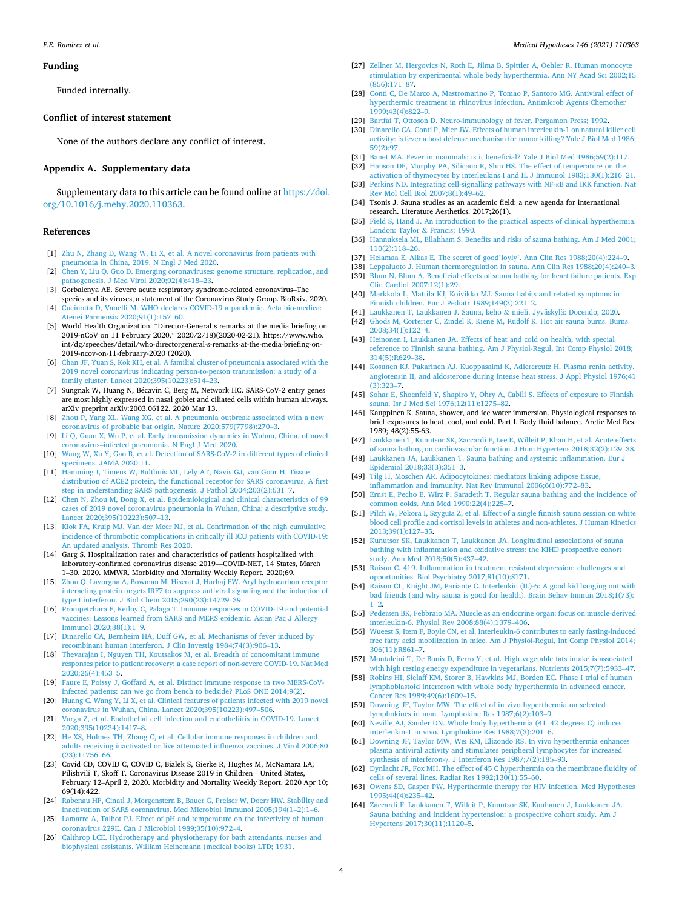## Funding

Funded internally.

## Conflict of interest statement

None of the authors declare any conflict of interest.

## Appendix A. Supplementary data

Supplementary data to this article can be found online at https://doi.org/10.1016/j.mehy.2020.110363.

## References

[1] Zhu N, Zhang D, Wang W, Li X, et al. A novel coronavirus from patients with pneumonia in China, 2019. N Engl J Med 2020.

[2] Chen Y, Liu Q, Guo D. Emerging coronaviruses: genome structure, replication, and pathogenesis. J Med Virol 2020;92(4):418–23.

[3] Gorbalenya AE. Severe acute respiratory syndrome-related coronavirus–The species and its viruses, a statement of the Coronavirus Study Group. BioRxiv. 2020.

[4] Cucinotta D, Vanelli M. WHO declares COVID-19 a pandemic. Acta bio-medica: Atenei Parmensis 2020;91(1):157–60.

[5] World Health Organization. "Director-General`s remarks at the media briefing on 2019-nCoV on 11 February 2020." 2020/2/18)(2020-02-21). https://www.who.int/dg/speeches/detail/who-directorgeneral-s-remarks-at-the-media-briefing-on-2019-ncov-on-11-february-2020 (2020).

[6] Chan JF, Yuan S, Kok KH, et al. A familial cluster of pneumonia associated with the 2019 novel coronavirus indicating person-to-person transmission: a study of a family cluster. Lancet 2020;395(10223):514–23.

[7] Sungnak W, Huang N, Bécavin C, Berg M, Network HC. SARS-CoV-2 entry genes are most highly expressed in nasal goblet and ciliated cells within human airways. arXiv preprint arXiv:2003.06122. 2020 Mar 13.

[8] Zhou P, Yang XL, Wang XG, et al. A pneumonia outbreak associated with a new coronavirus of probable bat origin. Nature 2020;579(7798):270–3.

[9] Li Q, Guan X, Wu P, et al. Early transmission dynamics in Wuhan, China, of novel coronavirus–infected pneumonia. N Engl J Med 2020.

[10] Wang W, Xu Y, Gao R, et al. Detection of SARS-CoV-2 in different types of clinical specimens. JAMA 2020:11.

[11] Hamming I, Timens W, Bulthuis ML, Lely AT, Navis GJ, van Goor H. Tissue distribution of ACE2 protein, the functional receptor for SARS coronavirus. A first step in understanding SARS pathogenesis. J Pathol 2004;203(2):631–7.

[12] Chen N, Zhou M, Dong X, et al. Epidemiological and clinical characteristics of 99 cases of 2019 novel coronavirus pneumonia in Wuhan, China: a descriptive study. Lancet 2020;395(10223):507–13.

[13] Klok FA, Kruip MJ, Van der Meer NJ, et al. Confirmation of the high cumulative incidence of thrombotic complications in critically ill ICU patients with COVID-19: An updated analysis. Thromb Res 2020.

[14] Garg S. Hospitalization rates and characteristics of patients hospitalized with laboratory-confirmed coronavirus disease 2019—COVID-NET, 14 States, March 1–30, 2020. MMWR. Morbidity and Mortality Weekly Report. 2020;69.

[15] Zhou Q, Lavorgna A, Bowman M, Hiscott J, Harhaj EW. Aryl hydrocarbon receptor interacting protein targets IRF7 to suppress antiviral signaling and the induction of type I interferon. J Biol Chem 2015;290(23):14729–39.

[16] Prompetchara E, Ketloy C, Palaga T. Immune responses in COVID-19 and potential vaccines: Lessons learned from SARS and MERS epidemic. Asian Pac J Allergy Immunol 2020;38(1):1–9.

[17] Dinarello CA, Bernheim HA, Duff GW, et al. Mechanisms of fever induced by recombinant human interferon. J Clin Investig 1984;74(3):906–13.

[18] Thevarajan I, Nguyen TH, Koutsakos M, et al. Breadth of concomitant immune responses prior to patient recovery: a case report of non-severe COVID-19. Nat Med 2020;26(4):453–5.

[19] Faure E, Poissy J, Goffard A, et al. Distinct immune response in two MERS-CoV-infected patients: can we go from bench to bedside? PLoS ONE 2014;9(2).

[20] Huang C, Wang Y, Li X, et al. Clinical features of patients infected with 2019 novel coronavirus in Wuhan, China. Lancet 2020;395(10223):497–506.

[21] Varga Z, et al. Endothelial cell infection and endotheliitis in COVID-19. Lancet 2020;395(10234):1417–8.

[22] He XS, Holmes TH, Zhang C, et al. Cellular immune responses in children and adults receiving inactivated or live attenuated influenza vaccines. J Virol 2006;80(23):11756–66.

[23] Covid CD, COVID C, COVID C, Bialek S, Gierke R, Hughes M, McNamara LA, Pilishvili T, Skoff T. Coronavirus Disease 2019 in Children—United States, February 12–April 2, 2020. Morbidity and Mortality Weekly Report. 2020 Apr 10; 69(14):422.

[24] Rabenau HF, Cinatl J, Morgenstern B, Bauer G, Preiser W, Doerr HW. Stability and inactivation of SARS coronavirus. Med Microbiol Immunol 2005;194(1–2):1–6.

[25] Lamarre A, Talbot PJ. Effect of pH and temperature on the infectivity of human coronavirus 229E. Can J Microbiol 1989;35(10):972–4.

[26] Calthrop LCE. Hydrotherapy and physiotherapy for bath attendants, nurses and biophysical assistants. William Heinemann (medical books) LTD; 1931.

[27] Zellner M, Hergovics N, Roth E, Jilma B, Spittler A, Oehler R. Human monocyte stimulation by experimental whole body hyperthermia. Ann NY Acad Sci 2002;15 (856):171–87.

[28] Conti C, De Marco A, Mastromarino P, Tomao P, Santoro MG. Antiviral effect of hyperthermic treatment in rhinovirus infection. Antimicrob Agents Chemother 1999;43(4):822–9.

[29] Bartfai T, Ottoson D. Neuro-immunology of fever. Pergamon Press; 1992.

[30] Dinarello CA, Conti P, Mier JW. Effects of human interleukin-1 on natural killer cell activity: is fever a host defense mechanism for tumor killing? Yale J Biol Med 1986; 59(2):97.

[31] Banet MA. Fever in mammals: is it beneficial? Yale J Biol Med 1986;59(2):117.

[32] Hanson DF, Murphy PA, Silicano R, Shin HS. The effect of temperature on the activation of thymocytes by interleukins I and II. J Immunol 1983;130(1):216–21.

[33] Perkins ND. Integrating cell-signalling pathways with NF-κB and IKK function. Nat Rev Mol Cell Biol 2007;8(1):49–62.

[34] Tsonis J. Sauna studies as an academic field: a new agenda for international research. Literature Aesthetics. 2017;26(1).

[35] Field S, Hand J. An introduction to the practical aspects of clinical hyperthermia. London: Taylor & Francis; 1990.

[36] Hannuksela ML, Ellahham S. Benefits and risks of sauna bathing. Am J Med 2001; 110(2):118–26.

[37] Helamaa E, Aikäs E. The secret of good`löyly`. Ann Clin Res 1988;20(4):224–9.

[38] Leppäluoto J. Human thermoregulation in sauna. Ann Clin Res 1988;20(4):240–3.

[39] Blum N, Blum A. Beneficial effects of sauna bathing for heart failure patients. Exp Clin Cardiol 2007;12(1):29.

[40] Markkola L, Mattila KJ, Koivikko MJ. Sauna habits and related symptoms in Finnish children. Eur J Pediatr 1989;149(3):221–2.

[41] Laukkanen T, Laukkanen J. Sauna, keho & mieli. Jyväskylä: Docendo; 2020.

[42] Ghods M, Corterier C, Zindel K, Kiene M, Rudolf K. Hot air sauna burns. Burns 2008;34(1):122–4.

[43] Heinonen I, Laukkanen JA. Effects of heat and cold on health, with special reference to Finnish sauna bathing. Am J Physiol-Regul, Int Comp Physiol 2018; 314(5):R629–38.

[44] Kosunen KJ, Pakarinen AJ, Kuoppasalmi K, Adlercreutz H. Plasma renin activity, angiotensin II, and aldosterone during intense heat stress. J Appl Physiol 1976;41 (3):323–7.

[45] Sohar E, Shoenfeld Y, Shapiro Y, Ohry A, Cabili S. Effects of exposure to Finnish sauna. Isr J Med Sci 1976;12(11):1275–82.

[46] Kauppinen K. Sauna, shower, and ice water immersion. Physiological responses to brief exposures to heat, cool, and cold. Part I. Body fluid balance. Arctic Med Res. 1989; 48(2):55-63.

[47] Laukkanen T, Kunutsor SK, Zaccardi F, Lee E, Willeit P, Khan H, et al. Acute effects of sauna bathing on cardiovascular function. J Hum Hypertens 2018;32(2):129–38.

[48] Laukkanen JA, Laukkanen T. Sauna bathing and systemic inflammation. Eur J Epidemiol 2018;33(3):351–3.

[49] Tilg H, Moschen AR. Adipocytokines: mediators linking adipose tissue, inflammation and immunity. Nat Rev Immunol 2006;6(10):772–83.

[50] Ernst E, Pecho E, Wirz P, Saradeth T. Regular sauna bathing and the incidence of common colds. Ann Med 1990;22(4):225–7.

[51] Pilch W, Pokora I, Szyguła Z, et al. Effect of a single finnish sauna session on white blood cell profile and cortisol levels in athletes and non-athletes. J Human Kinetics 2013;39(1):127–35.

[52] Kunutsor SK, Laukkanen T, Laukkanen JA. Longitudinal associations of sauna bathing with inflammation and oxidative stress: the KIHD prospective cohort study. Ann Med 2018;50(5):437–42.

[53] Raison C. 419. Inflammation in treatment resistant depression: challenges and opportunities. Biol Psychiatry 2017;81(10):S171.

[54] Raison CL, Knight JM, Pariante C. Interleukin (IL)-6: A good kid hanging out with bad friends (and why sauna is good for health). Brain Behav Immun 2018;1(73): 1–2.

[55] Pedersen BK, Febbraio MA. Muscle as an endocrine organ: focus on muscle-derived interleukin-6. Physiol Rev 2008;88(4):1379–406.

[56] Wueest S, Item F, Boyle CN, et al. Interleukin-6 contributes to early fasting-induced free fatty acid mobilization in mice. Am J Physiol-Regul, Int Comp Physiol 2014; 306(11):R861–7.

[57] Montalcini T, De Bonis D, Ferro Y, et al. High vegetable fats intake is associated with high resting energy expenditure in vegetarians. Nutrients 2015;7(7):5933–47.

[58] Robins HI, Sielaff KM, Storer B, Hawkins MJ, Borden EC. Phase I trial of human lymphoblastoid interferon with whole body hyperthermia in advanced cancer. Cancer Res 1989;49(6):1609–15.

[59] Downing JF, Taylor MW. The effect of in vivo hyperthermia on selected lymphokines in man. Lymphokine Res 1987;6(2):103–9.

[60] Neville AJ, Sauder DN. Whole body hyperthermia (41–42 degrees C) induces interleukin-1 in vivo. Lymphokine Res 1988;7(3):201–6.

[61] Downing JF, Taylor MW, Wei KM, Elizondo RS. In vivo hyperthermia enhances plasma antiviral activity and stimulates peripheral lymphocytes for increased synthesis of interferon-γ. J Interferon Res 1987;7(2):185–93.

[62] Dynlacht JR, Fox MH. The effect of 45 C hyperthermia on the membrane fluidity of cells of several lines. Radiat Res 1992;130(1):55–60.

[63] Owens SD, Gasper PW. Hyperthermic therapy for HIV infection. Med Hypotheses 1995;44(4):235–42.

[64] Zaccardi F, Laukkanen T, Willeit P, Kunutsor SK, Kauhanen J, Laukkanen JA. Sauna bathing and incident hypertension: a prospective cohort study. Am J Hypertens 2017;30(11):1120–5.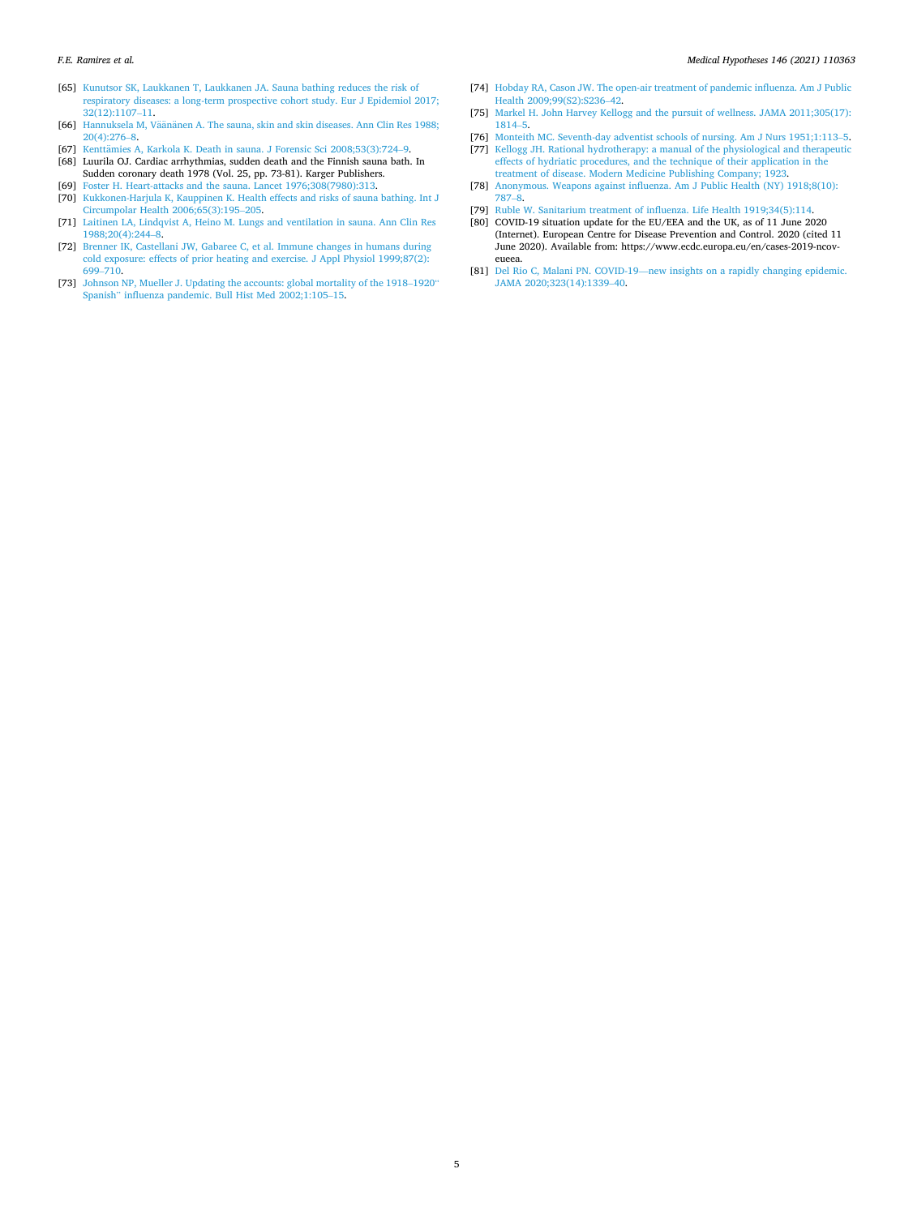[65] Kunutsor SK, Laukkanen T, Laukkanen JA. Sauna bathing reduces the risk of respiratory diseases: a long-term prospective cohort study. Eur J Epidemiol 2017;32(12):1107–11.

[66] Hannuksela M, Väänänen A. The sauna, skin and skin diseases. Ann Clin Res 1988;20(4):276–8.

[67] Kenttämies A, Karkola K. Death in sauna. J Forensic Sci 2008;53(3):724–9.

[68] Luurila OJ. Cardiac arrhythmias, sudden death and the Finnish sauna bath. In Sudden coronary death 1978 (Vol. 25, pp. 73-81). Karger Publishers.

[69] Foster H. Heart-attacks and the sauna. Lancet 1976;308(7980):313.

[70] Kukkonen-Harjula K, Kauppinen K. Health effects and risks of sauna bathing. Int J Circumpolar Health 2006;65(3):195–205.

[71] Laitinen LA, Lindqvist A, Heino M. Lungs and ventilation in sauna. Ann Clin Res 1988;20(4):244–8.

[72] Brenner IK, Castellani JW, Gabaree C, et al. Immune changes in humans during cold exposure: effects of prior heating and exercise. J Appl Physiol 1999;87(2):699–710.

[73] Johnson NP, Mueller J. Updating the accounts: global mortality of the 1918–1920" Spanish" influenza pandemic. Bull Hist Med 2002;1:105–15.

[74] Hobday RA, Cason JW. The open-air treatment of pandemic influenza. Am J Public Health 2009;99(S2):S236–42.

[75] Markel H. John Harvey Kellogg and the pursuit of wellness. JAMA 2011;305(17):1814–5.

[76] Monteith MC. Seventh-day adventist schools of nursing. Am J Nurs 1951;1:113–5.

[77] Kellogg JH. Rational hydrotherapy: a manual of the physiological and therapeutic effects of hydriatic procedures, and the technique of their application in the treatment of disease. Modern Medicine Publishing Company; 1923.

[78] Anonymous. Weapons against influenza. Am J Public Health (NY) 1918;8(10):787–8.

[79] Ruble W. Sanitarium treatment of influenza. Life Health 1919;34(5):114.

[80] COVID-19 situation update for the EU/EEA and the UK, as of 11 June 2020 (Internet). European Centre for Disease Prevention and Control. 2020 (cited 11 June 2020). Available from: https://www.ecdc.europa.eu/en/cases-2019-ncov-eueea.

[81] Del Rio C, Malani PN. COVID-19—new insights on a rapidly changing epidemic. JAMA 2020;323(14):1339–40.